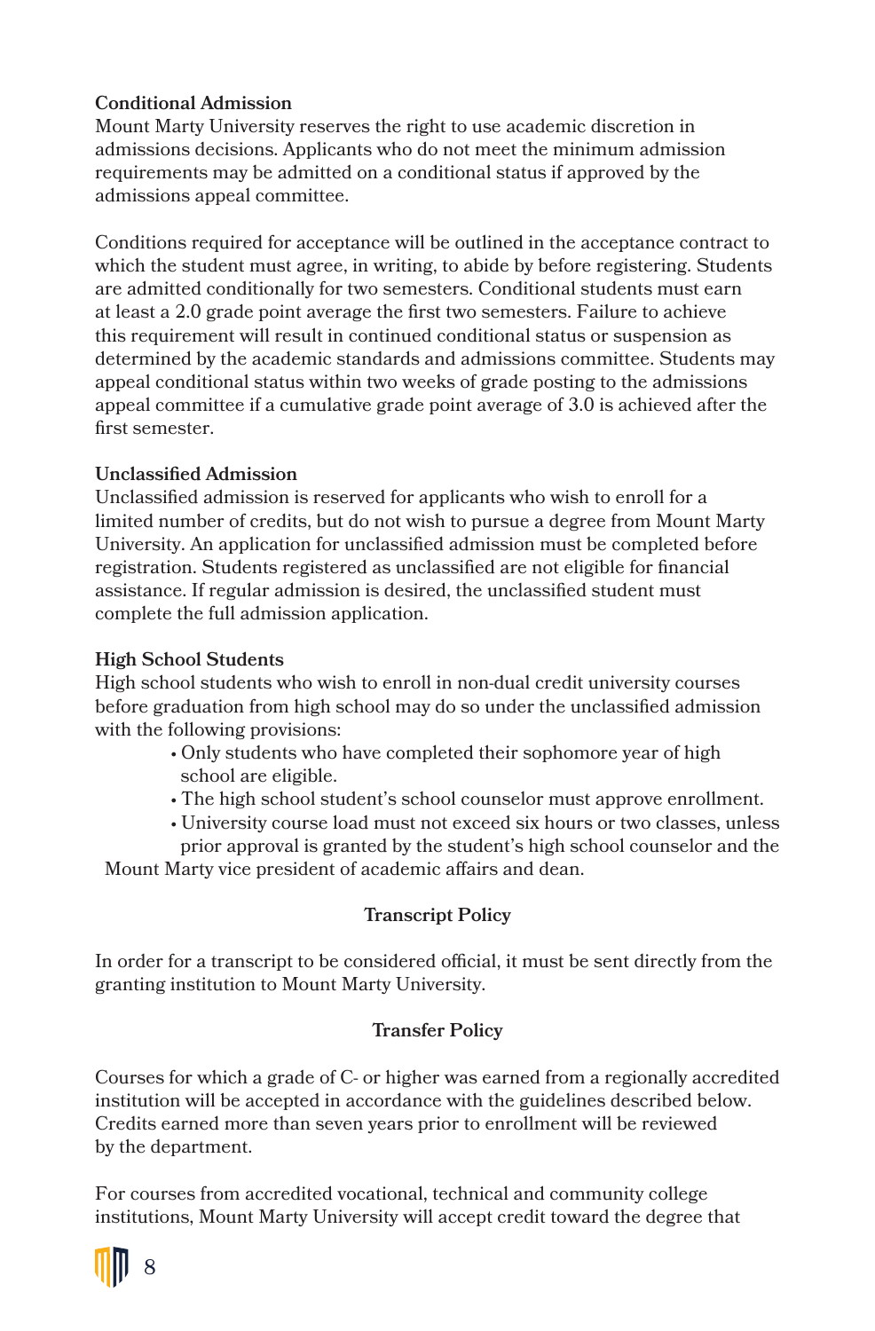### Conditional Admission

Mount Marty University reserves the right to use academic discretion in admissions decisions. Applicants who do not meet the minimum admission requirements may be admitted on a conditional status if approved by the admissions appeal committee.

Conditions required for acceptance will be outlined in the acceptance contract to which the student must agree, in writing, to abide by before registering. Students are admitted conditionally for two semesters. Conditional students must earn at least a 2.0 grade point average the first two semesters. Failure to achieve this requirement will result in continued conditional status or suspension as determined by the academic standards and admissions committee. Students may appeal conditional status within two weeks of grade posting to the admissions appeal committee if a cumulative grade point average of 3.0 is achieved after the first semester.

### Unclassified Admission

Unclassified admission is reserved for applicants who wish to enroll for a limited number of credits, but do not wish to pursue a degree from Mount Marty University. An application for unclassified admission must be completed before registration. Students registered as unclassified are not eligible for financial assistance. If regular admission is desired, the unclassified student must complete the full admission application.

### High School Students

High school students who wish to enroll in non-dual credit university courses before graduation from high school may do so under the unclassified admission with the following provisions:

- Only students who have completed their sophomore year of high school are eligible.
- The high school student's school counselor must approve enrollment.
- University course load must not exceed six hours or two classes, unless prior approval is granted by the student's high school counselor and the Mount Marty vice president of academic affairs and dean.

## Transcript Policy

In order for a transcript to be considered official, it must be sent directly from the granting institution to Mount Marty University.

## Transfer Policy

Courses for which a grade of C- or higher was earned from a regionally accredited institution will be accepted in accordance with the guidelines described below. Credits earned more than seven years prior to enrollment will be reviewed by the department.

For courses from accredited vocational, technical and community college institutions, Mount Marty University will accept credit toward the degree that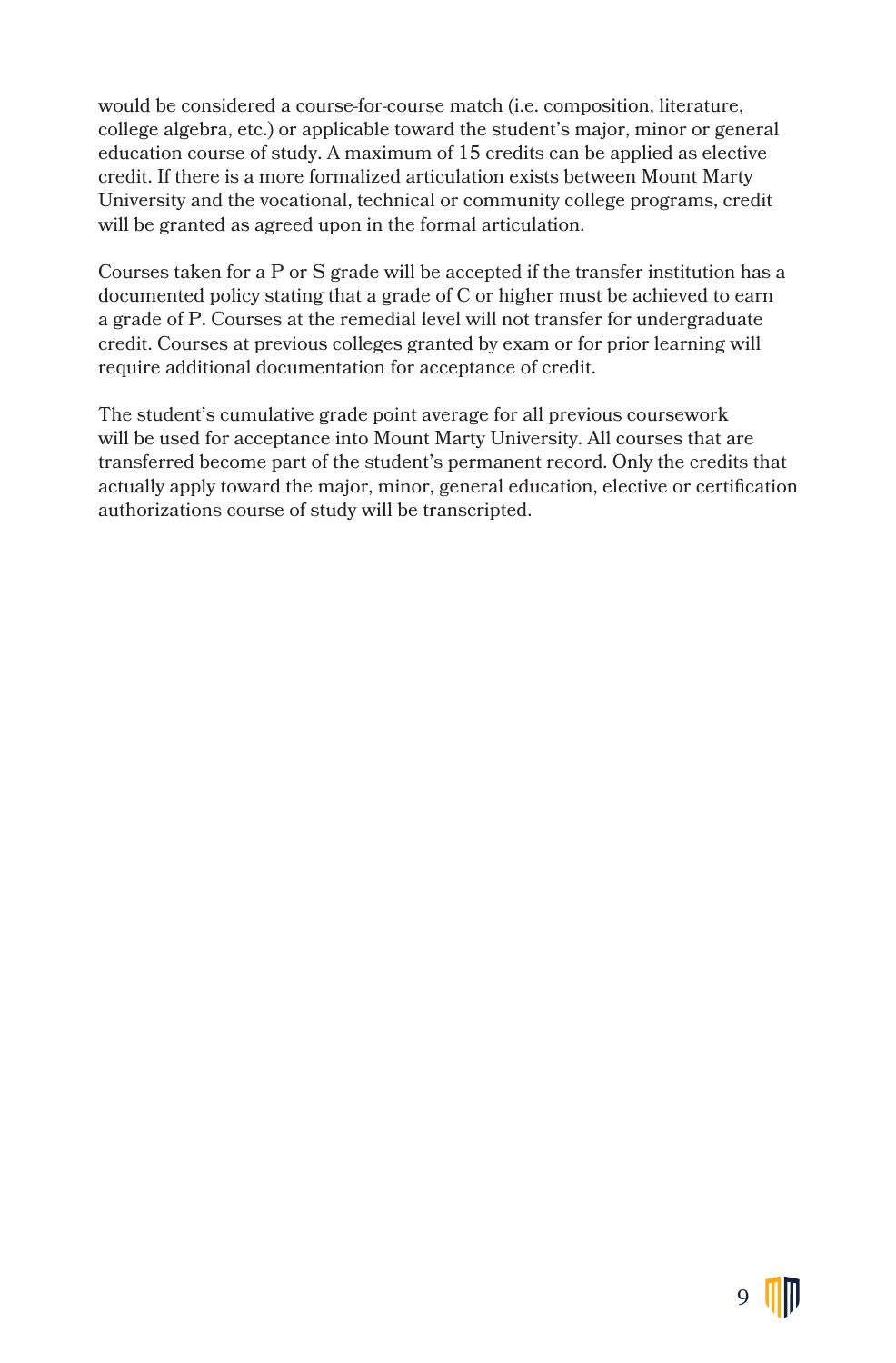would be considered a course-for-course match (i.e. composition, literature, college algebra, etc.) or applicable toward the student's major, minor or general education course of study. A maximum of 15 credits can be applied as elective credit. If there is a more formalized articulation exists between Mount Marty University and the vocational, technical or community college programs, credit will be granted as agreed upon in the formal articulation.

Courses taken for a P or S grade will be accepted if the transfer institution has a documented policy stating that a grade of C or higher must be achieved to earn a grade of P. Courses at the remedial level will not transfer for undergraduate credit. Courses at previous colleges granted by exam or for prior learning will require additional documentation for acceptance of credit.

The student's cumulative grade point average for all previous coursework will be used for acceptance into Mount Marty University. All courses that are transferred become part of the student's permanent record. Only the credits that actually apply toward the major, minor, general education, elective or certification authorizations course of study will be transcripted.